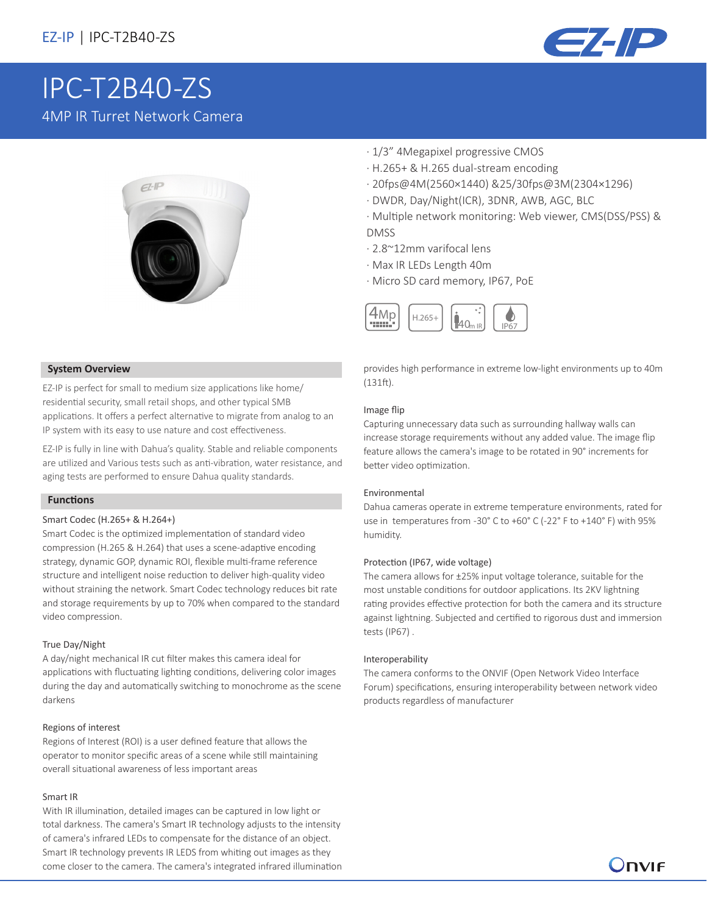# IPC-T2B40-ZS

## 4MP IR Turret Network Camera

- 1/3" 4Megapixel progressive CMOS
- H.265+ & H.265 dual-stream encoding
- 20fps@4M(2560×1440) &25/30fps@3M(2304×1296)
- DWDR, Day/Night(ICR), 3DNR, AWB, AGC, BLC
- Multiple network monitoring: Web viewer, CMS(DSS/PSS) & DMSS
- 2.8~12mm varifocal lens
- Max IR LEDs Length 40m
- Micro SD card memory, IP67, PoE

### System Overview

EZ-IP is perfect for small to medium size applications like home/ residential security, small retail shops, and other typical SMB applications. It offers a perfect alternative to migrate from analog to an IP system with its easy to use nature and cost effectiveness.

EZ-IP is fully in line with Dahua's quality. Stable and reliable components are utilized and Various tests such as anti-vibration, water resistance, and aging tests are performed to ensure Dahua quality standards.

### Functions

**Smart Codec (H.265+ & H.264+)**

Smart Codec is the optimized implementation of standard video compression (H.265 & H.264) that uses a scene-adaptive encoding strategy, dynamic GOP, dynamic ROI, flexible multi-frame reference structure and intelligent noise reduction to deliver high-quality video without straining the network. Smart Codec technology reduces bit rate and storage requirements by up to 70% when compared to the standard video compression.

**True Day/Night**

A day/night mechanical IR cut filter makes this camera ideal for applications with fluctuating lighting conditions, delivering color images during the day and automatically switching to monochrome as the scene darkens

**Regions of interest**

Regions of Interest (ROI) is a user defined feature that allows the operator to monitor specific areas of a scene while still maintaining overall situational awareness of less important areas

**Smart IR**

With IR illumination, detailed images can be captured in low light or total darkness. The camera's Smart IR technology adjusts to the intensity of camera's infrared LEDs to compensate for the distance of an object. Smart IR technology prevents IR LEDS from whiting out images as they come closer to the camera. The camera's integrated infrared illumination provides high performance in extreme low-light environments up to 40m (131ft).

**Image flip**

Capturing unnecessary data such as surrounding hallway walls can increase storage requirements without any added value. The image flip feature allows the camera's image to be rotated in 90° increments for better video optimization.

**Environmental**

Dahua cameras operate in extreme temperature environments, rated for use in temperatures from -30° C to +60° C (-22° F to +140° F) with 95% humidity.

**Protection (IP67, wide voltage)**

The camera allows for ±25% input voltage tolerance, suitable for the most unstable conditions for outdoor applications. Its 2KV lightning rating provides effective protection for both the camera and its structure against lightning. Subjected and certified to rigorous dust and immersion tests (IP67) .

**Interoperability**

The camera conforms to the ONVIF (Open Network Video Interface Forum) specifications, ensuring interoperability between network video products regardless of manufacturer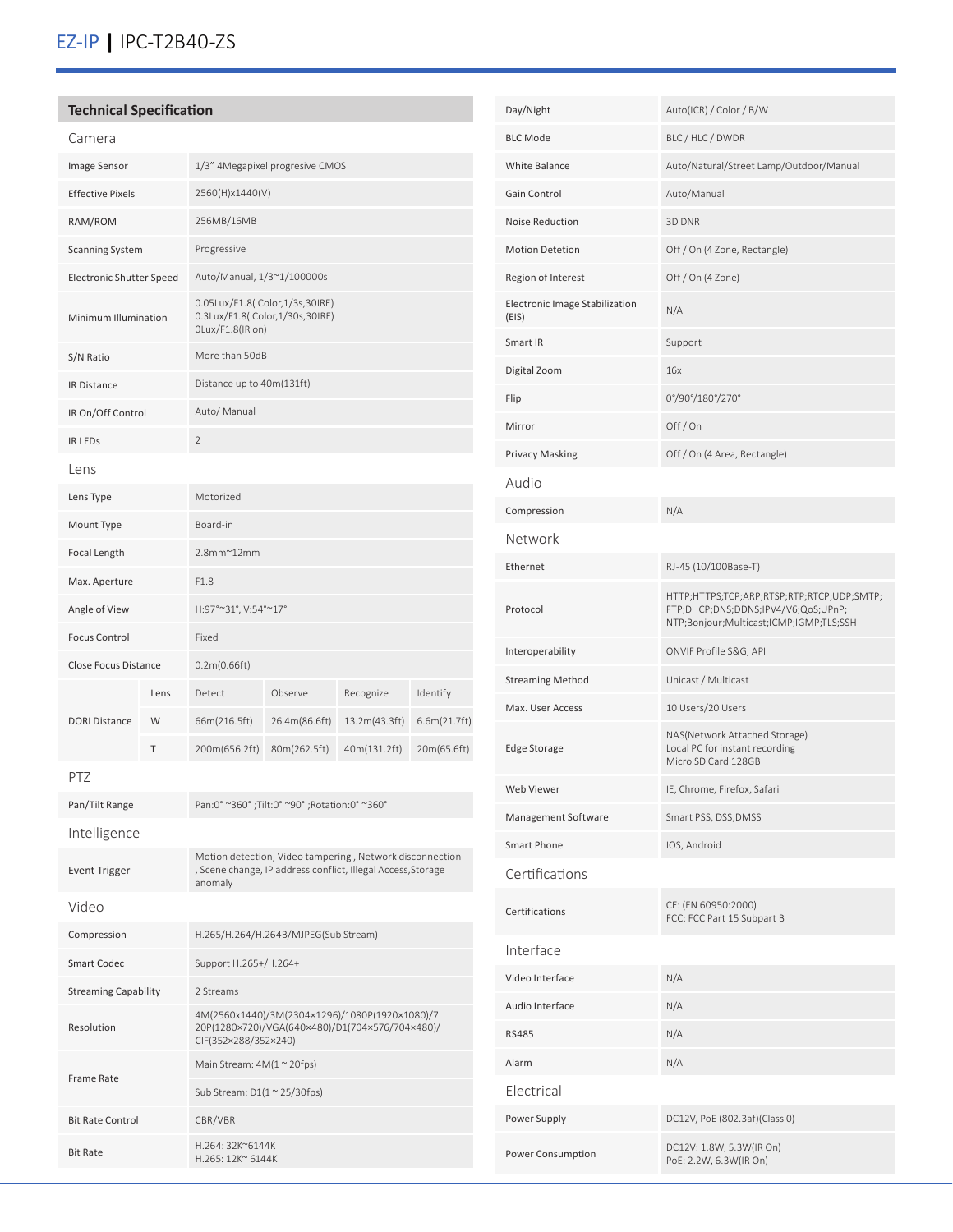EZ-IP | IPC-T2B40-ZS

## Technical Specification

### Camera

| | |
|---|---|
| Image Sensor | 1/3" 4Megapixel progresive CMOS |
| Effective Pixels | 2560(H)x1440(V) |
| RAM/ROM | 256MB/16MB |
| Scanning System | Progressive |
| Electronic Shutter Speed | Auto/Manual, 1/3~1/100000s |
| Minimum Illumination | 0.05Lux/F1.8( Color,1/3s,30IRE)<br>0.3Lux/F1.8( Color,1/30s,30IRE)<br>0Lux/F1.8(IR on) |
| S/N Ratio | More than 50dB |
| IR Distance | Distance up to 40m(131ft) |
| IR On/Off Control | Auto/ Manual |
| IR LEDs | 2 |

### Lens

| | | | | | |
|---|---|---|---|---|---|
| Lens Type | Motorized | | | | |
| Mount Type | Board-in | | | | |
| Focal Length | 2.8mm~12mm | | | | |
| Max. Aperture | F1.8 | | | | |
| Angle of View | H:97°~31°, V:54°~17° | | | | |
| Focus Control | Fixed | | | | |
| Close Focus Distance | 0.2m(0.66ft) | | | | |
| DORI Distance | Lens | Detect | Observe | Recognize | Identify |
| | W | 66m(216.5ft) | 26.4m(86.6ft) | 13.2m(43.3ft) | 6.6m(21.7ft) |
| | T | 200m(656.2ft) | 80m(262.5ft) | 40m(131.2ft) | 20m(65.6ft) |

### PTZ

| | |
|---|---|
| Pan/Tilt Range | Pan:0° ~360° ;Tilt:0° ~90° ;Rotation:0° ~360° |

### Intelligence

| | |
|---|---|
| Event Trigger | Motion detection, Video tampering , Network disconnection , Scene change, IP address conflict, Illegal Access,Storage anomaly |

### Video

| | |
|---|---|
| Compression | H.265/H.264/H.264B/MJPEG(Sub Stream) |
| Smart Codec | Support H.265+/H.264+ |
| Streaming Capability | 2 Streams |
| Resolution | 4M(2560x1440)/3M(2304×1296)/1080P(1920×1080)/720P(1280×720)/VGA(640×480)/D1(704×576/704×480)/CIF(352×288/352×240) |
| Frame Rate | Main Stream: 4M(1 ~ 20fps) |
| | Sub Stream: D1(1 ~ 25/30fps) |
| Bit Rate Control | CBR/VBR |
| Bit Rate | H.264: 32K~6144K<br>H.265: 12K~ 6144K |
| Day/Night | Auto(ICR) / Color / B/W |
| BLC Mode | BLC / HLC / DWDR |
| White Balance | Auto/Natural/Street Lamp/Outdoor/Manual |
| Gain Control | Auto/Manual |
| Noise Reduction | 3D DNR |
| Motion Detetion | Off / On (4 Zone, Rectangle) |
| Region of Interest | Off / On (4 Zone) |
| Electronic Image Stabilization (EIS) | N/A |
| Smart IR | Support |
| Digital Zoom | 16x |
| Flip | 0°/90°/180°/270° |
| Mirror | Off / On |
| Privacy Masking | Off / On (4 Area, Rectangle) |

### Audio

| | |
|---|---|
| Compression | N/A |

### Network

| | |
|---|---|
| Ethernet | RJ-45 (10/100Base-T) |
| Protocol | HTTP;HTTPS;TCP;ARP;RTSP;RTP;RTCP;UDP;SMTP;FTP;DHCP;DNS;DDNS;IPV4/V6;QoS;UPnP;NTP;Bonjour;Multicast;ICMP;IGMP;TLS;SSH |
| Interoperability | ONVIF Profile S&G, API |
| Streaming Method | Unicast / Multicast |
| Max. User Access | 10 Users/20 Users |
| Edge Storage | NAS(Network Attached Storage)<br>Local PC for instant recording<br>Micro SD Card 128GB |
| Web Viewer | IE, Chrome, Firefox, Safari |
| Management Software | Smart PSS, DSS,DMSS |
| Smart Phone | IOS, Android |

### Certifications

| | |
|---|---|
| Certifications | CE: (EN 60950:2000)<br>FCC: FCC Part 15 Subpart B |

### Interface

| | |
|---|---|
| Video Interface | N/A |
| Audio Interface | N/A |
| RS485 | N/A |
| Alarm | N/A |

### Electrical

| | |
|---|---|
| Power Supply | DC12V, PoE (802.3af)(Class 0) |
| Power Consumption | DC12V: 1.8W, 5.3W(IR On)<br>PoE: 2.2W, 6.3W(IR On) |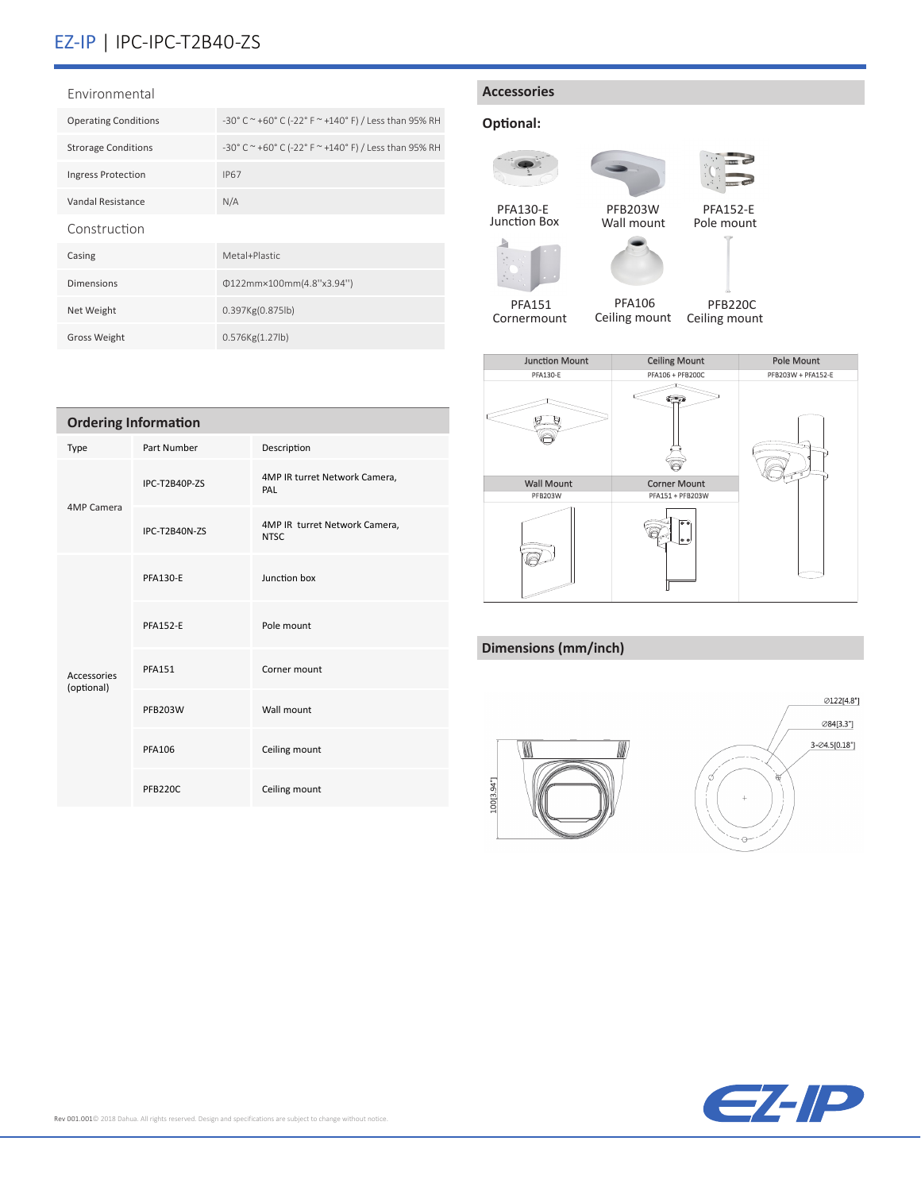# EZ-IP | IPC-IPC-T2B40-ZS

## Environmental

| | |
|---|---|
| Operating Conditions | -30° C ~ +60° C (-22° F ~ +140° F) / Less than 95% RH |
| Strorage Conditions | -30° C ~ +60° C (-22° F ~ +140° F) / Less than 95% RH |
| Ingress Protection | IP67 |
| Vandal Resistance | N/A |

## Construction

| | |
|---|---|
| Casing | Metal+Plastic |
| Dimensions | Φ122mm×100mm(4.8''x3.94'') |
| Net Weight | 0.397Kg(0.875lb) |
| Gross Weight | 0.576Kg(1.27lb) |

## Ordering Information

| Type | Part Number | Description |
|---|---|---|
| 4MP Camera | IPC-T2B40P-ZS | 4MP IR turret Network Camera, PAL |
| | IPC-T2B40N-ZS | 4MP IR turret Network Camera, NTSC |
| Accessories (optional) | PFA130-E | Junction box |
| | PFA152-E | Pole mount |
| | PFA151 | Corner mount |
| | PFB203W | Wall mount |
| | PFA106 | Ceiling mount |
| | PFB220C | Ceiling mount |

## Accessories

**Optional:**

PFA130-E
Junction Box

PFB203W
Wall mount

PFA152-E
Pole mount

PFA151
Cornermount

PFA106
Ceiling mount

PFB220C
Ceiling mount

Junction Mount
PFA130-E

Ceiling Mount
PFA106 + PFB200C

Pole Mount
PFB203W + PFA152-E

Wall Mount
PFB203W

Corner Mount
PFA151 + PFB203W

## Dimensions (mm/inch)

100[3.94"]

Ø122[4.8"]

Ø84[3.3"]

3-Ø4.5[0.18"]

Rev 001.001© 2018 Dahua. All rights reserved. Design and specifications are subject to change without notice.